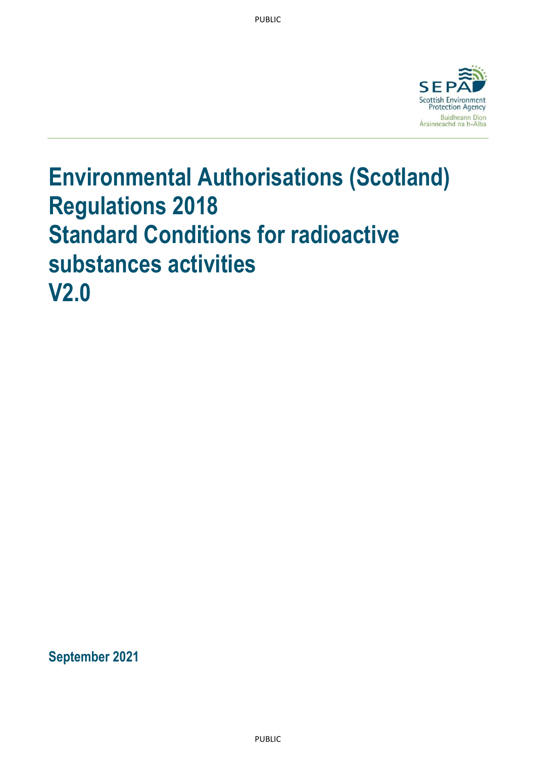# Environmental Authorisations (Scotland) Regulations 2018
# Standard Conditions for radioactive substances activities
# V2.0

**September 2021**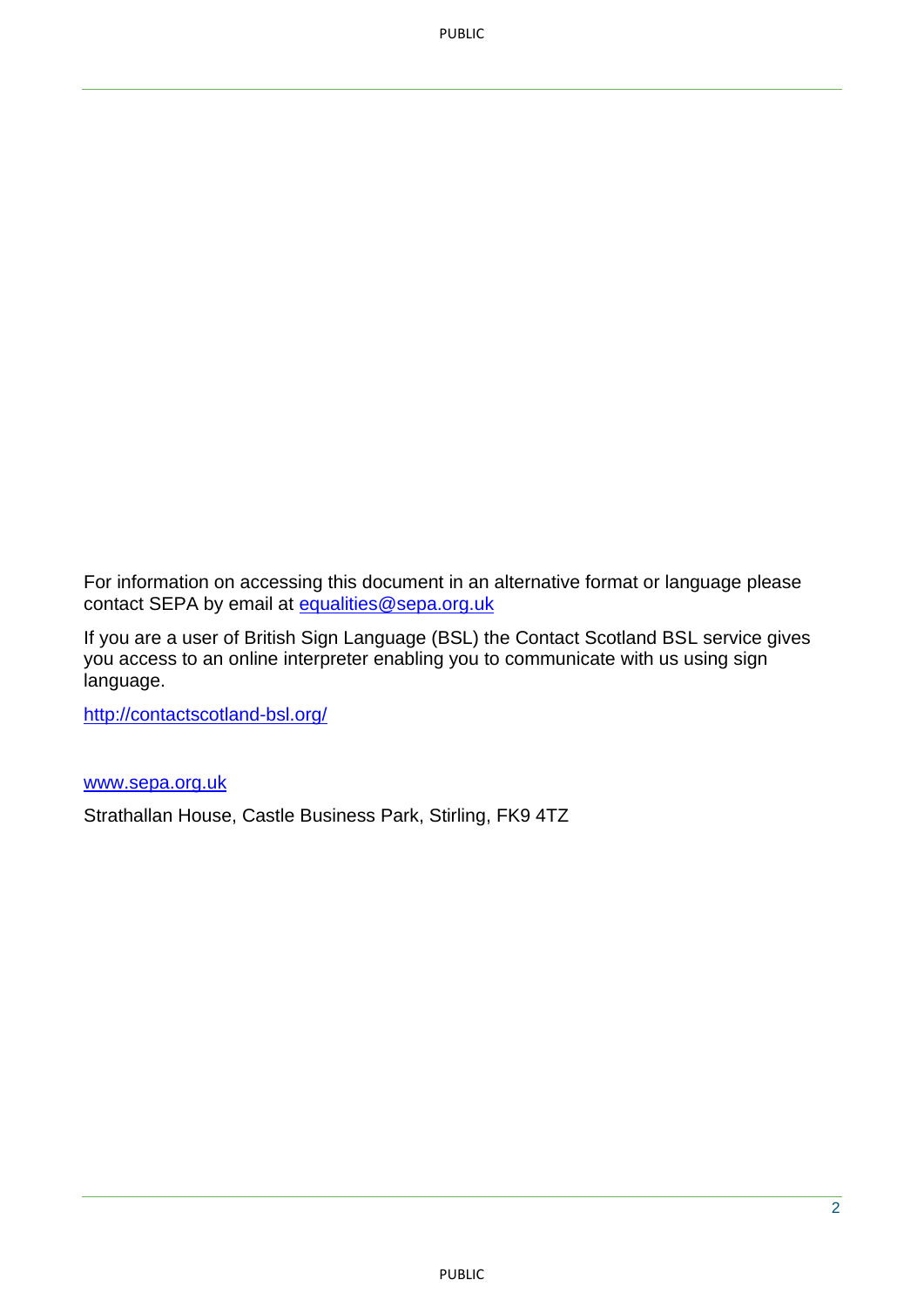For information on accessing this document in an alternative format or language please contact SEPA by email at [equalities@sepa.org.uk](mailto:equalities@sepa.org.uk)

If you are a user of British Sign Language (BSL) the Contact Scotland BSL service gives you access to an online interpreter enabling you to communicate with us using sign language.

[http://contactscotland-bsl.org/](http://contactscotland-bsl.org/)

[www.sepa.org.uk](http://www.sepa.org.uk)

Strathallan House, Castle Business Park, Stirling, FK9 4TZ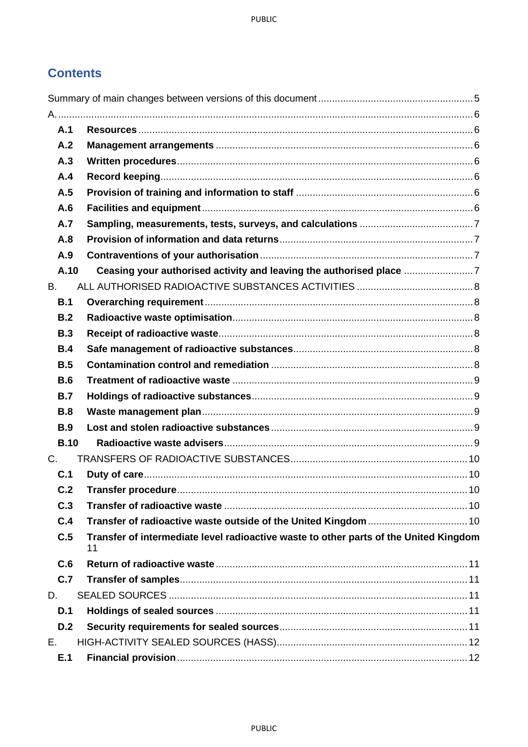## Contents

Summary of main changes between versions of this document ........ 5

A. ........ 6

- **A.1 Resources** ........ 6
- **A.2 Management arrangements** ........ 6
- **A.3 Written procedures** ........ 6
- **A.4 Record keeping** ........ 6
- **A.5 Provision of training and information to staff** ........ 6
- **A.6 Facilities and equipment** ........ 6
- **A.7 Sampling, measurements, tests, surveys, and calculations** ........ 7
- **A.8 Provision of information and data returns** ........ 7
- **A.9 Contraventions of your authorisation** ........ 7
- **A.10 Ceasing your authorised activity and leaving the authorised place** ........ 7

B. ALL AUTHORISED RADIOACTIVE SUBSTANCES ACTIVITIES ........ 8

- **B.1 Overarching requirement** ........ 8
- **B.2 Radioactive waste optimisation** ........ 8
- **B.3 Receipt of radioactive waste** ........ 8
- **B.4 Safe management of radioactive substances** ........ 8
- **B.5 Contamination control and remediation** ........ 8
- **B.6 Treatment of radioactive waste** ........ 9
- **B.7 Holdings of radioactive substances** ........ 9
- **B.8 Waste management plan** ........ 9
- **B.9 Lost and stolen radioactive substances** ........ 9
- **B.10 Radioactive waste advisers** ........ 9

C. TRANSFERS OF RADIOACTIVE SUBSTANCES ........ 10

- **C.1 Duty of care** ........ 10
- **C.2 Transfer procedure** ........ 10
- **C.3 Transfer of radioactive waste** ........ 10
- **C.4 Transfer of radioactive waste outside of the United Kingdom** ........ 10
- **C.5 Transfer of intermediate level radioactive waste to other parts of the United Kingdom** 11
- **C.6 Return of radioactive waste** ........ 11
- **C.7 Transfer of samples** ........ 11

D. SEALED SOURCES ........ 11

- **D.1 Holdings of sealed sources** ........ 11
- **D.2 Security requirements for sealed sources** ........ 11

E. HIGH-ACTIVITY SEALED SOURCES (HASS) ........ 12

- **E.1 Financial provision** ........ 12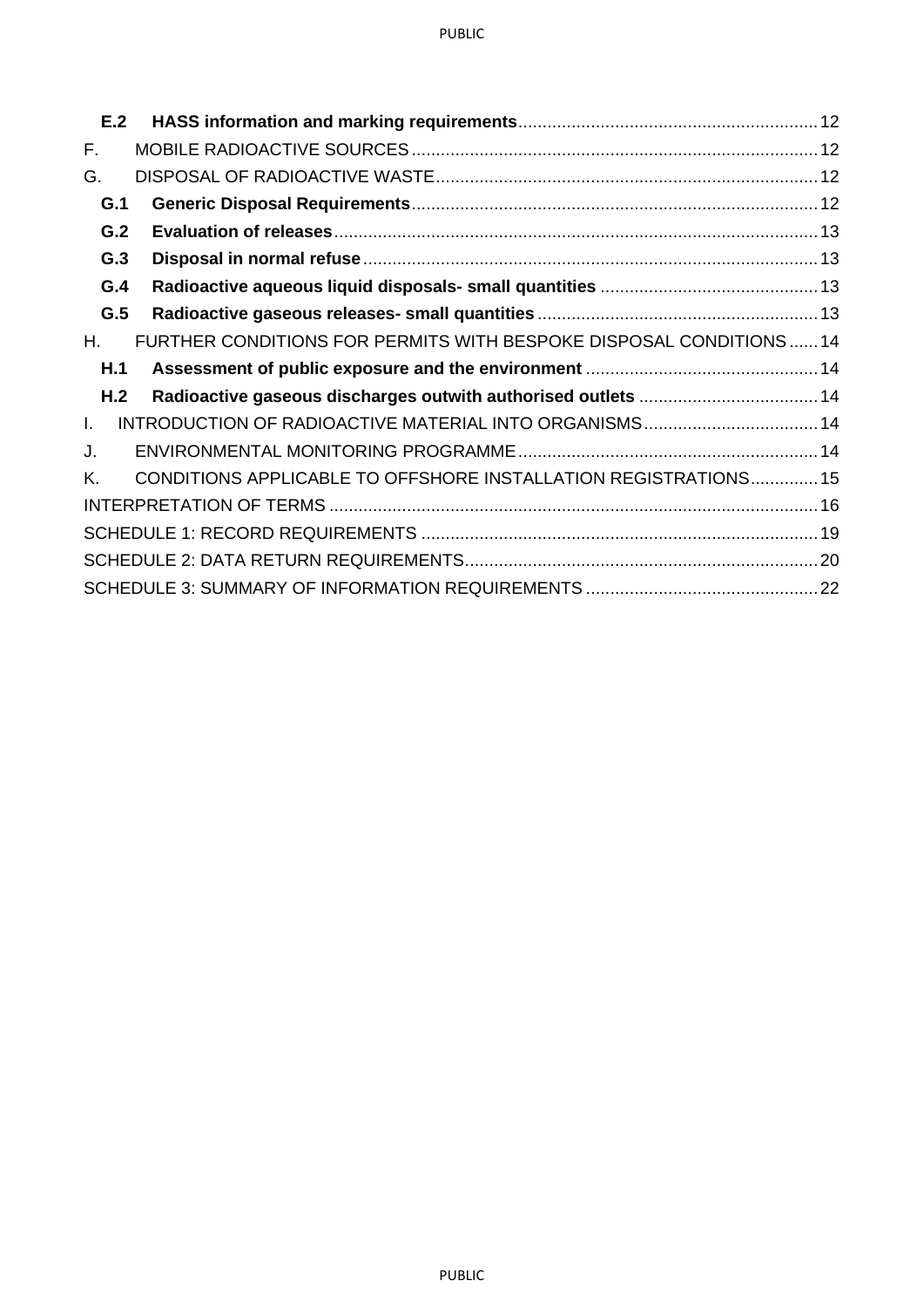**E.2 HASS information and marking requirements** .......... 12
F. MOBILE RADIOACTIVE SOURCES .......... 12
G. DISPOSAL OF RADIOACTIVE WASTE .......... 12
**G.1 Generic Disposal Requirements** .......... 12
**G.2 Evaluation of releases** .......... 13
**G.3 Disposal in normal refuse** .......... 13
**G.4 Radioactive aqueous liquid disposals- small quantities** .......... 13
**G.5 Radioactive gaseous releases- small quantities** .......... 13
H. FURTHER CONDITIONS FOR PERMITS WITH BESPOKE DISPOSAL CONDITIONS .......... 14
**H.1 Assessment of public exposure and the environment** .......... 14
**H.2 Radioactive gaseous discharges outwith authorised outlets** .......... 14
I. INTRODUCTION OF RADIOACTIVE MATERIAL INTO ORGANISMS .......... 14
J. ENVIRONMENTAL MONITORING PROGRAMME .......... 14
K. CONDITIONS APPLICABLE TO OFFSHORE INSTALLATION REGISTRATIONS .......... 15
INTERPRETATION OF TERMS .......... 16
SCHEDULE 1: RECORD REQUIREMENTS .......... 19
SCHEDULE 2: DATA RETURN REQUIREMENTS .......... 20
SCHEDULE 3: SUMMARY OF INFORMATION REQUIREMENTS .......... 22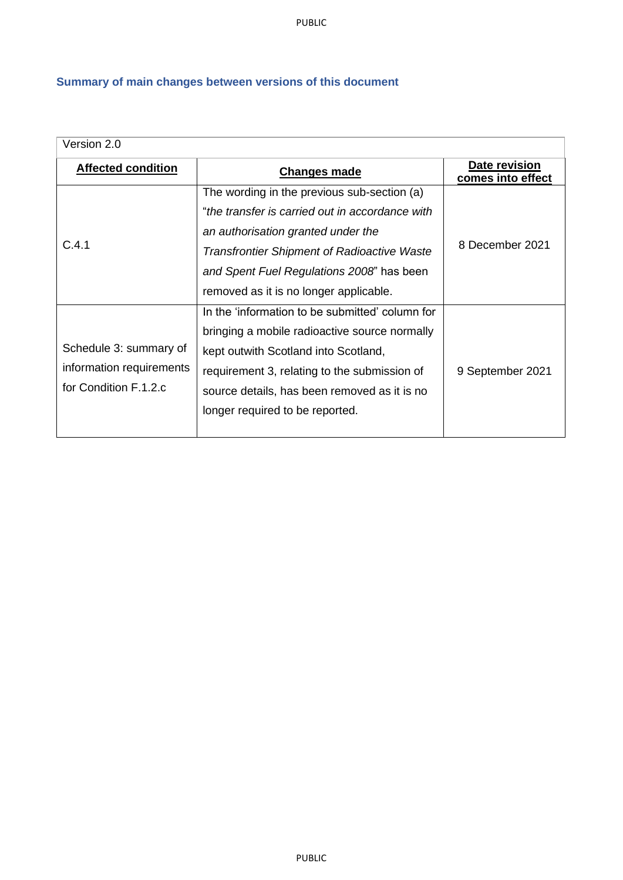## Summary of main changes between versions of this document

| Version 2.0 | | |
|---|---|---|
| **Affected condition** | **Changes made** | **Date revision comes into effect** |
| C.4.1 | The wording in the previous sub-section (a) "*the transfer is carried out in accordance with an authorisation granted under the Transfrontier Shipment of Radioactive Waste and Spent Fuel Regulations 2008*" has been removed as it is no longer applicable. | 8 December 2021 |
| Schedule 3: summary of information requirements for Condition F.1.2.c | In the 'information to be submitted' column for bringing a mobile radioactive source normally kept outwith Scotland into Scotland, requirement 3, relating to the submission of source details, has been removed as it is no longer required to be reported. | 9 September 2021 |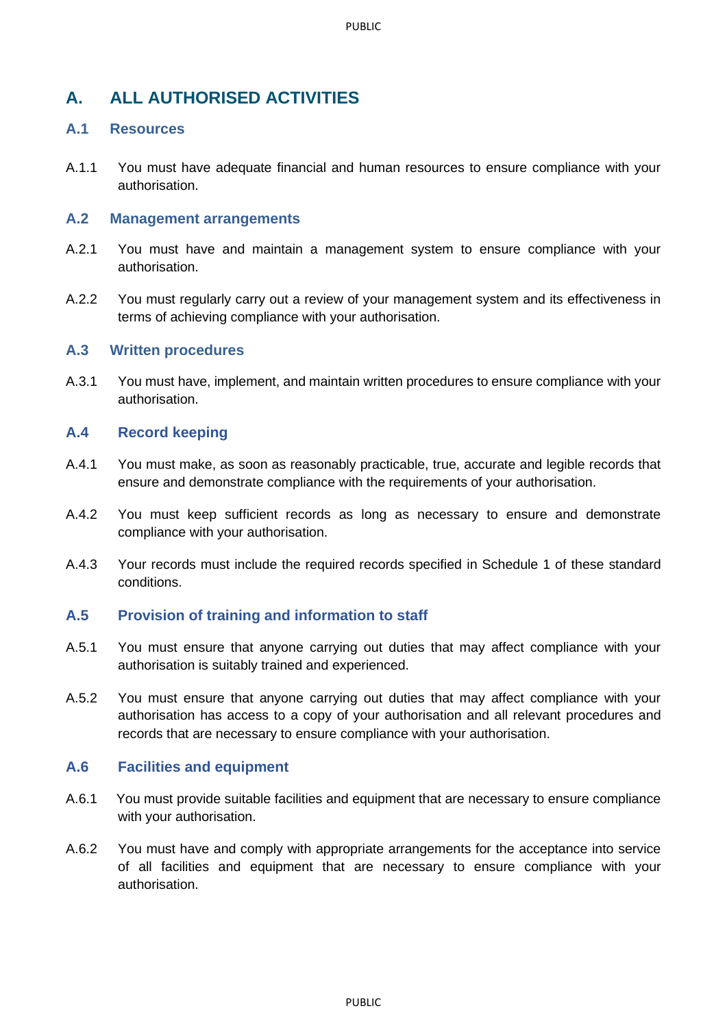# A. ALL AUTHORISED ACTIVITIES

## A.1 Resources

A.1.1 You must have adequate financial and human resources to ensure compliance with your authorisation.

## A.2 Management arrangements

A.2.1 You must have and maintain a management system to ensure compliance with your authorisation.

A.2.2 You must regularly carry out a review of your management system and its effectiveness in terms of achieving compliance with your authorisation.

## A.3 Written procedures

A.3.1 You must have, implement, and maintain written procedures to ensure compliance with your authorisation.

## A.4 Record keeping

A.4.1 You must make, as soon as reasonably practicable, true, accurate and legible records that ensure and demonstrate compliance with the requirements of your authorisation.

A.4.2 You must keep sufficient records as long as necessary to ensure and demonstrate compliance with your authorisation.

A.4.3 Your records must include the required records specified in Schedule 1 of these standard conditions.

## A.5 Provision of training and information to staff

A.5.1 You must ensure that anyone carrying out duties that may affect compliance with your authorisation is suitably trained and experienced.

A.5.2 You must ensure that anyone carrying out duties that may affect compliance with your authorisation has access to a copy of your authorisation and all relevant procedures and records that are necessary to ensure compliance with your authorisation.

## A.6 Facilities and equipment

A.6.1 You must provide suitable facilities and equipment that are necessary to ensure compliance with your authorisation.

A.6.2 You must have and comply with appropriate arrangements for the acceptance into service of all facilities and equipment that are necessary to ensure compliance with your authorisation.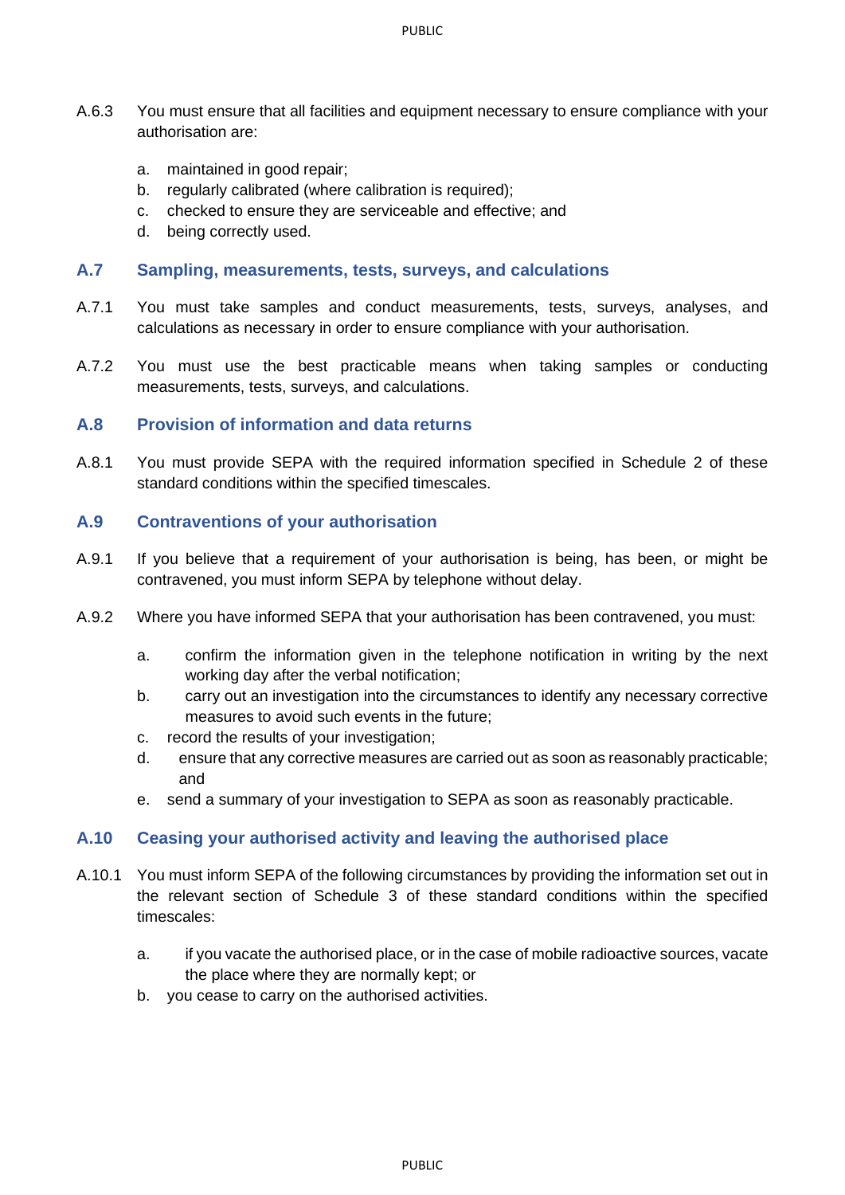A.6.3 You must ensure that all facilities and equipment necessary to ensure compliance with your authorisation are:

a. maintained in good repair;
b. regularly calibrated (where calibration is required);
c. checked to ensure they are serviceable and effective; and
d. being correctly used.

## A.7 Sampling, measurements, tests, surveys, and calculations

A.7.1 You must take samples and conduct measurements, tests, surveys, analyses, and calculations as necessary in order to ensure compliance with your authorisation.

A.7.2 You must use the best practicable means when taking samples or conducting measurements, tests, surveys, and calculations.

## A.8 Provision of information and data returns

A.8.1 You must provide SEPA with the required information specified in Schedule 2 of these standard conditions within the specified timescales.

## A.9 Contraventions of your authorisation

A.9.1 If you believe that a requirement of your authorisation is being, has been, or might be contravened, you must inform SEPA by telephone without delay.

A.9.2 Where you have informed SEPA that your authorisation has been contravened, you must:

a. confirm the information given in the telephone notification in writing by the next working day after the verbal notification;
b. carry out an investigation into the circumstances to identify any necessary corrective measures to avoid such events in the future;
c. record the results of your investigation;
d. ensure that any corrective measures are carried out as soon as reasonably practicable; and
e. send a summary of your investigation to SEPA as soon as reasonably practicable.

## A.10 Ceasing your authorised activity and leaving the authorised place

A.10.1 You must inform SEPA of the following circumstances by providing the information set out in the relevant section of Schedule 3 of these standard conditions within the specified timescales:

a. if you vacate the authorised place, or in the case of mobile radioactive sources, vacate the place where they are normally kept; or
b. you cease to carry on the authorised activities.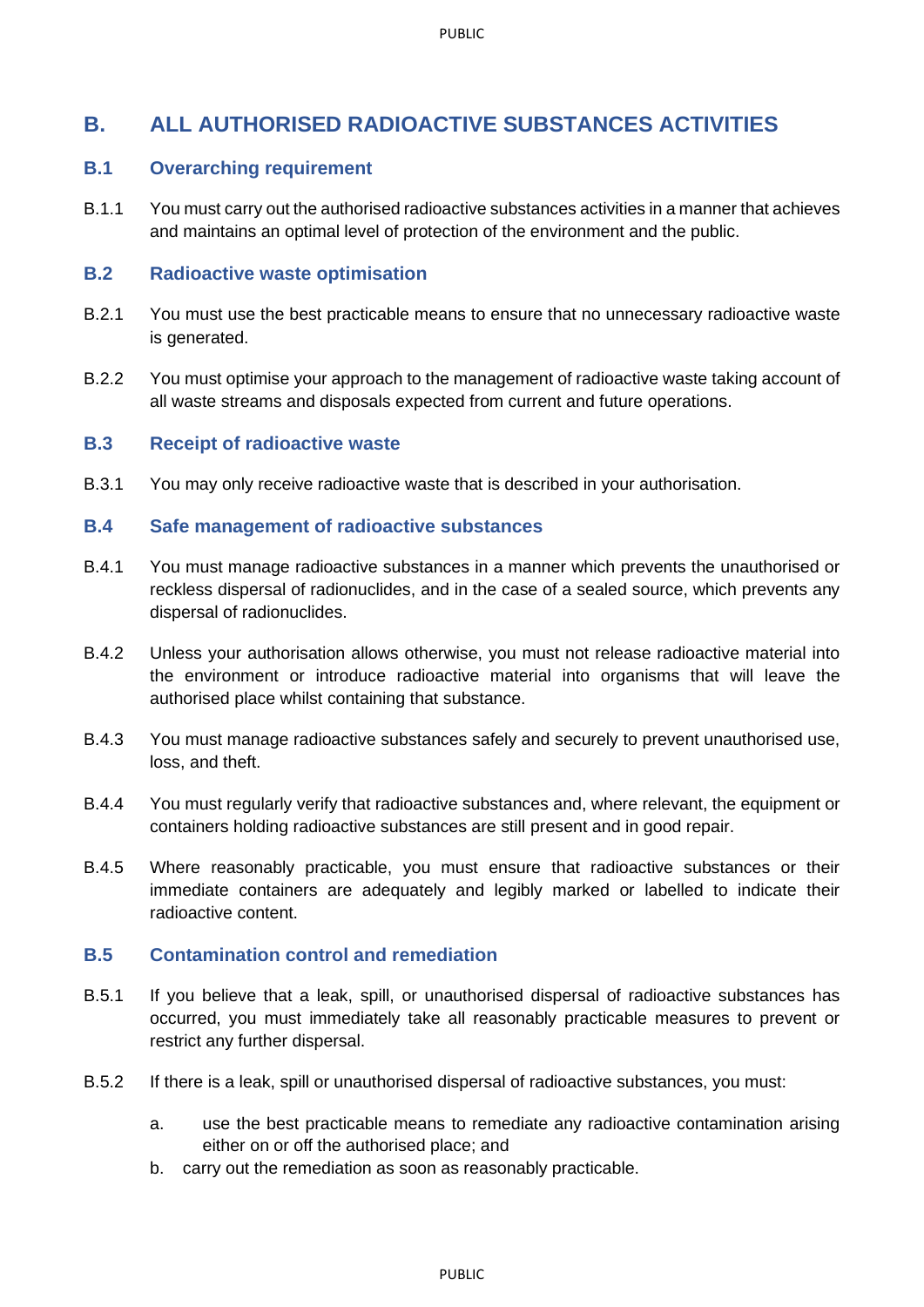# B. ALL AUTHORISED RADIOACTIVE SUBSTANCES ACTIVITIES

## B.1 Overarching requirement

B.1.1 You must carry out the authorised radioactive substances activities in a manner that achieves and maintains an optimal level of protection of the environment and the public.

## B.2 Radioactive waste optimisation

B.2.1 You must use the best practicable means to ensure that no unnecessary radioactive waste is generated.

B.2.2 You must optimise your approach to the management of radioactive waste taking account of all waste streams and disposals expected from current and future operations.

## B.3 Receipt of radioactive waste

B.3.1 You may only receive radioactive waste that is described in your authorisation.

## B.4 Safe management of radioactive substances

B.4.1 You must manage radioactive substances in a manner which prevents the unauthorised or reckless dispersal of radionuclides, and in the case of a sealed source, which prevents any dispersal of radionuclides.

B.4.2 Unless your authorisation allows otherwise, you must not release radioactive material into the environment or introduce radioactive material into organisms that will leave the authorised place whilst containing that substance.

B.4.3 You must manage radioactive substances safely and securely to prevent unauthorised use, loss, and theft.

B.4.4 You must regularly verify that radioactive substances and, where relevant, the equipment or containers holding radioactive substances are still present and in good repair.

B.4.5 Where reasonably practicable, you must ensure that radioactive substances or their immediate containers are adequately and legibly marked or labelled to indicate their radioactive content.

## B.5 Contamination control and remediation

B.5.1 If you believe that a leak, spill, or unauthorised dispersal of radioactive substances has occurred, you must immediately take all reasonably practicable measures to prevent or restrict any further dispersal.

B.5.2 If there is a leak, spill or unauthorised dispersal of radioactive substances, you must:

a. use the best practicable means to remediate any radioactive contamination arising either on or off the authorised place; and
b. carry out the remediation as soon as reasonably practicable.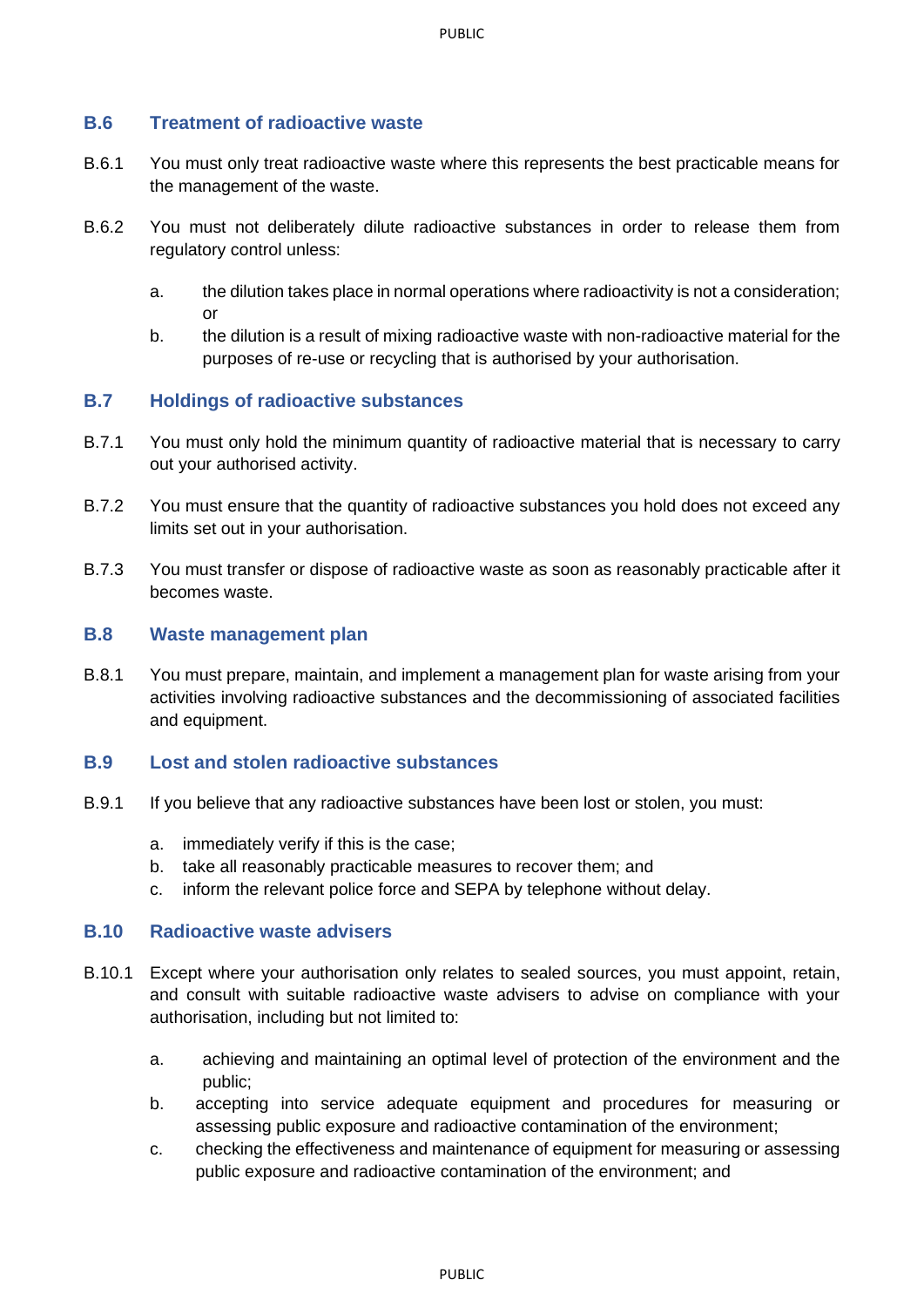## B.6 Treatment of radioactive waste

B.6.1 You must only treat radioactive waste where this represents the best practicable means for the management of the waste.

B.6.2 You must not deliberately dilute radioactive substances in order to release them from regulatory control unless:

a. the dilution takes place in normal operations where radioactivity is not a consideration; or
b. the dilution is a result of mixing radioactive waste with non-radioactive material for the purposes of re-use or recycling that is authorised by your authorisation.

## B.7 Holdings of radioactive substances

B.7.1 You must only hold the minimum quantity of radioactive material that is necessary to carry out your authorised activity.

B.7.2 You must ensure that the quantity of radioactive substances you hold does not exceed any limits set out in your authorisation.

B.7.3 You must transfer or dispose of radioactive waste as soon as reasonably practicable after it becomes waste.

## B.8 Waste management plan

B.8.1 You must prepare, maintain, and implement a management plan for waste arising from your activities involving radioactive substances and the decommissioning of associated facilities and equipment.

## B.9 Lost and stolen radioactive substances

B.9.1 If you believe that any radioactive substances have been lost or stolen, you must:

a. immediately verify if this is the case;
b. take all reasonably practicable measures to recover them; and
c. inform the relevant police force and SEPA by telephone without delay.

## B.10 Radioactive waste advisers

B.10.1 Except where your authorisation only relates to sealed sources, you must appoint, retain, and consult with suitable radioactive waste advisers to advise on compliance with your authorisation, including but not limited to:

a. achieving and maintaining an optimal level of protection of the environment and the public;
b. accepting into service adequate equipment and procedures for measuring or assessing public exposure and radioactive contamination of the environment;
c. checking the effectiveness and maintenance of equipment for measuring or assessing public exposure and radioactive contamination of the environment; and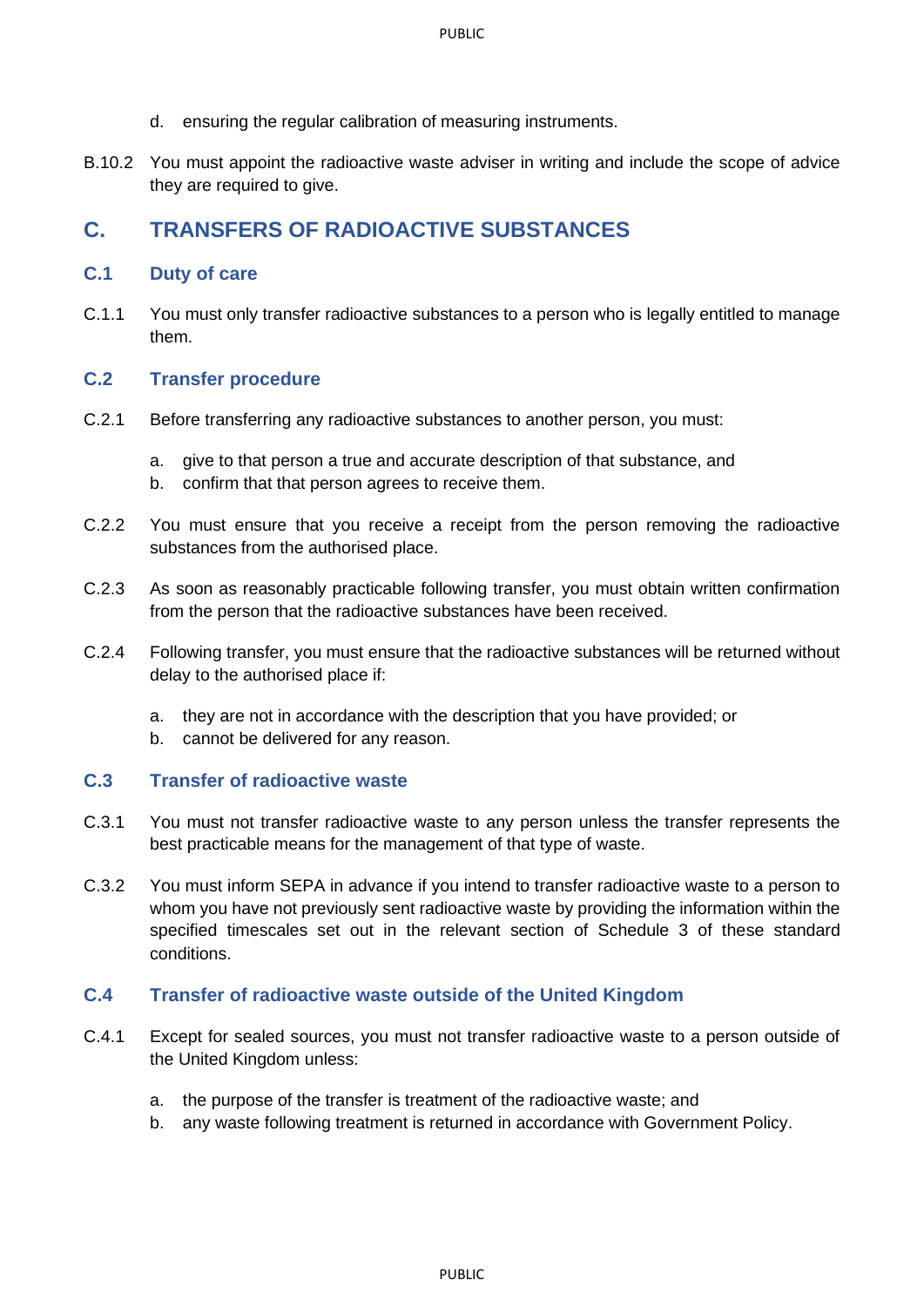d. ensuring the regular calibration of measuring instruments.

B.10.2 You must appoint the radioactive waste adviser in writing and include the scope of advice they are required to give.

## C. TRANSFERS OF RADIOACTIVE SUBSTANCES

### C.1 Duty of care

C.1.1 You must only transfer radioactive substances to a person who is legally entitled to manage them.

### C.2 Transfer procedure

C.2.1 Before transferring any radioactive substances to another person, you must:

a. give to that person a true and accurate description of that substance, and
b. confirm that that person agrees to receive them.

C.2.2 You must ensure that you receive a receipt from the person removing the radioactive substances from the authorised place.

C.2.3 As soon as reasonably practicable following transfer, you must obtain written confirmation from the person that the radioactive substances have been received.

C.2.4 Following transfer, you must ensure that the radioactive substances will be returned without delay to the authorised place if:

a. they are not in accordance with the description that you have provided; or
b. cannot be delivered for any reason.

### C.3 Transfer of radioactive waste

C.3.1 You must not transfer radioactive waste to any person unless the transfer represents the best practicable means for the management of that type of waste.

C.3.2 You must inform SEPA in advance if you intend to transfer radioactive waste to a person to whom you have not previously sent radioactive waste by providing the information within the specified timescales set out in the relevant section of Schedule 3 of these standard conditions.

### C.4 Transfer of radioactive waste outside of the United Kingdom

C.4.1 Except for sealed sources, you must not transfer radioactive waste to a person outside of the United Kingdom unless:

a. the purpose of the transfer is treatment of the radioactive waste; and
b. any waste following treatment is returned in accordance with Government Policy.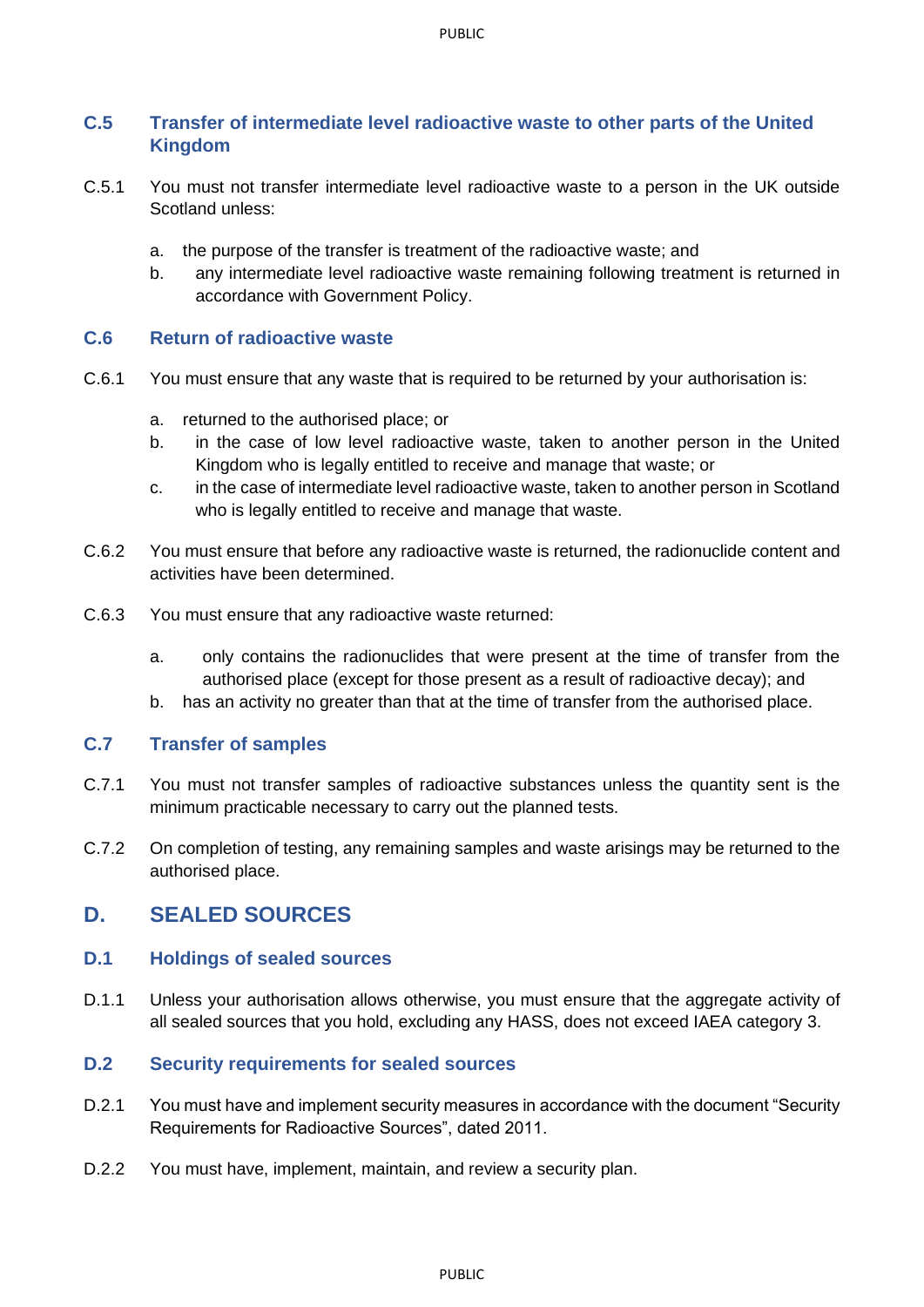### C.5 Transfer of intermediate level radioactive waste to other parts of the United Kingdom

C.5.1 You must not transfer intermediate level radioactive waste to a person in the UK outside Scotland unless:

a. the purpose of the transfer is treatment of the radioactive waste; and
b. any intermediate level radioactive waste remaining following treatment is returned in accordance with Government Policy.

### C.6 Return of radioactive waste

C.6.1 You must ensure that any waste that is required to be returned by your authorisation is:

a. returned to the authorised place; or
b. in the case of low level radioactive waste, taken to another person in the United Kingdom who is legally entitled to receive and manage that waste; or
c. in the case of intermediate level radioactive waste, taken to another person in Scotland who is legally entitled to receive and manage that waste.

C.6.2 You must ensure that before any radioactive waste is returned, the radionuclide content and activities have been determined.

C.6.3 You must ensure that any radioactive waste returned:

a. only contains the radionuclides that were present at the time of transfer from the authorised place (except for those present as a result of radioactive decay); and
b. has an activity no greater than that at the time of transfer from the authorised place.

### C.7 Transfer of samples

C.7.1 You must not transfer samples of radioactive substances unless the quantity sent is the minimum practicable necessary to carry out the planned tests.

C.7.2 On completion of testing, any remaining samples and waste arisings may be returned to the authorised place.

## D. SEALED SOURCES

### D.1 Holdings of sealed sources

D.1.1 Unless your authorisation allows otherwise, you must ensure that the aggregate activity of all sealed sources that you hold, excluding any HASS, does not exceed IAEA category 3.

### D.2 Security requirements for sealed sources

D.2.1 You must have and implement security measures in accordance with the document "Security Requirements for Radioactive Sources", dated 2011.

D.2.2 You must have, implement, maintain, and review a security plan.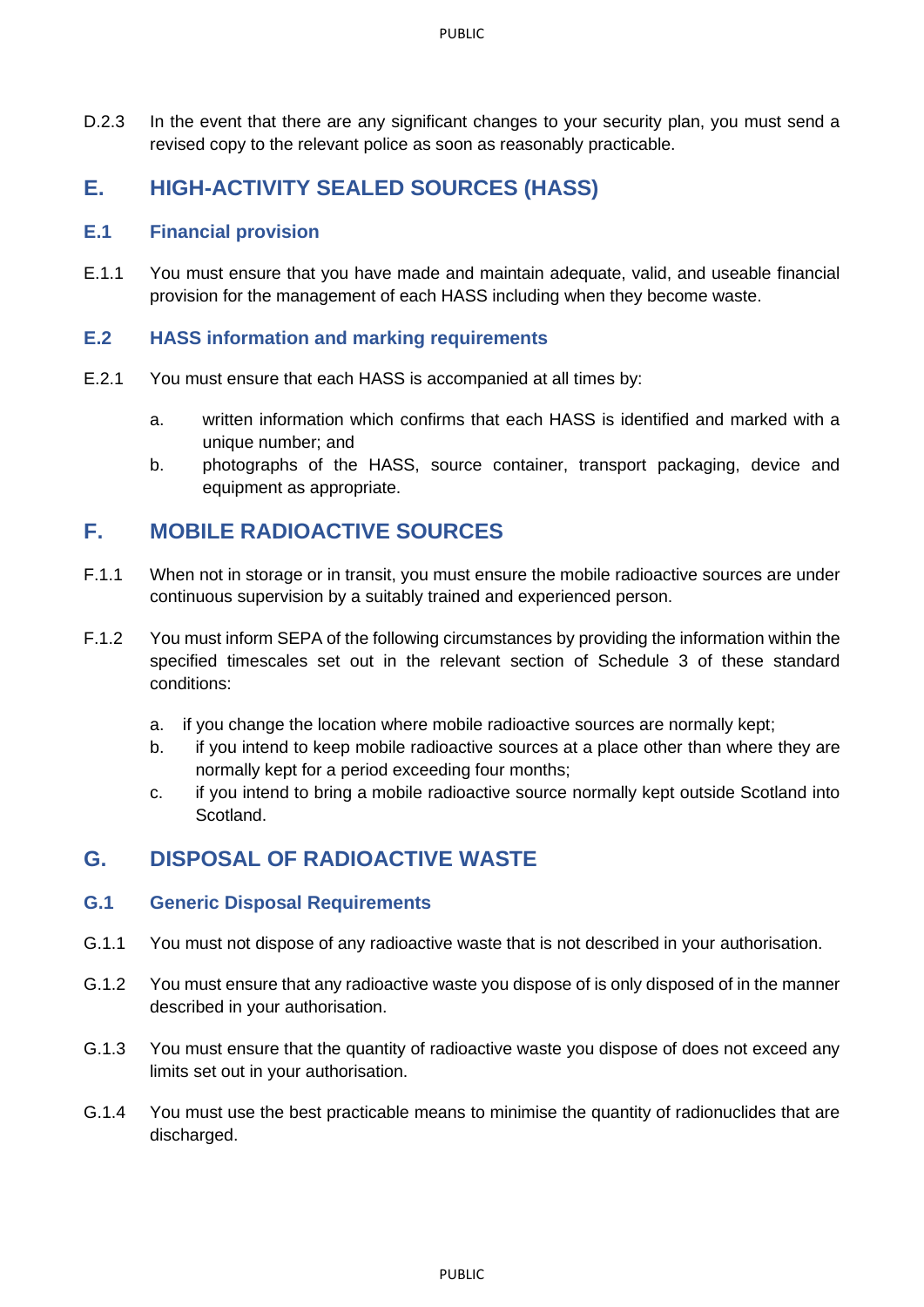D.2.3 In the event that there are any significant changes to your security plan, you must send a revised copy to the relevant police as soon as reasonably practicable.

## E. HIGH-ACTIVITY SEALED SOURCES (HASS)

### E.1 Financial provision

E.1.1 You must ensure that you have made and maintain adequate, valid, and useable financial provision for the management of each HASS including when they become waste.

### E.2 HASS information and marking requirements

E.2.1 You must ensure that each HASS is accompanied at all times by:

a. written information which confirms that each HASS is identified and marked with a unique number; and
b. photographs of the HASS, source container, transport packaging, device and equipment as appropriate.

## F. MOBILE RADIOACTIVE SOURCES

F.1.1 When not in storage or in transit, you must ensure the mobile radioactive sources are under continuous supervision by a suitably trained and experienced person.

F.1.2 You must inform SEPA of the following circumstances by providing the information within the specified timescales set out in the relevant section of Schedule 3 of these standard conditions:

a. if you change the location where mobile radioactive sources are normally kept;
b. if you intend to keep mobile radioactive sources at a place other than where they are normally kept for a period exceeding four months;
c. if you intend to bring a mobile radioactive source normally kept outside Scotland into Scotland.

## G. DISPOSAL OF RADIOACTIVE WASTE

### G.1 Generic Disposal Requirements

G.1.1 You must not dispose of any radioactive waste that is not described in your authorisation.

G.1.2 You must ensure that any radioactive waste you dispose of is only disposed of in the manner described in your authorisation.

G.1.3 You must ensure that the quantity of radioactive waste you dispose of does not exceed any limits set out in your authorisation.

G.1.4 You must use the best practicable means to minimise the quantity of radionuclides that are discharged.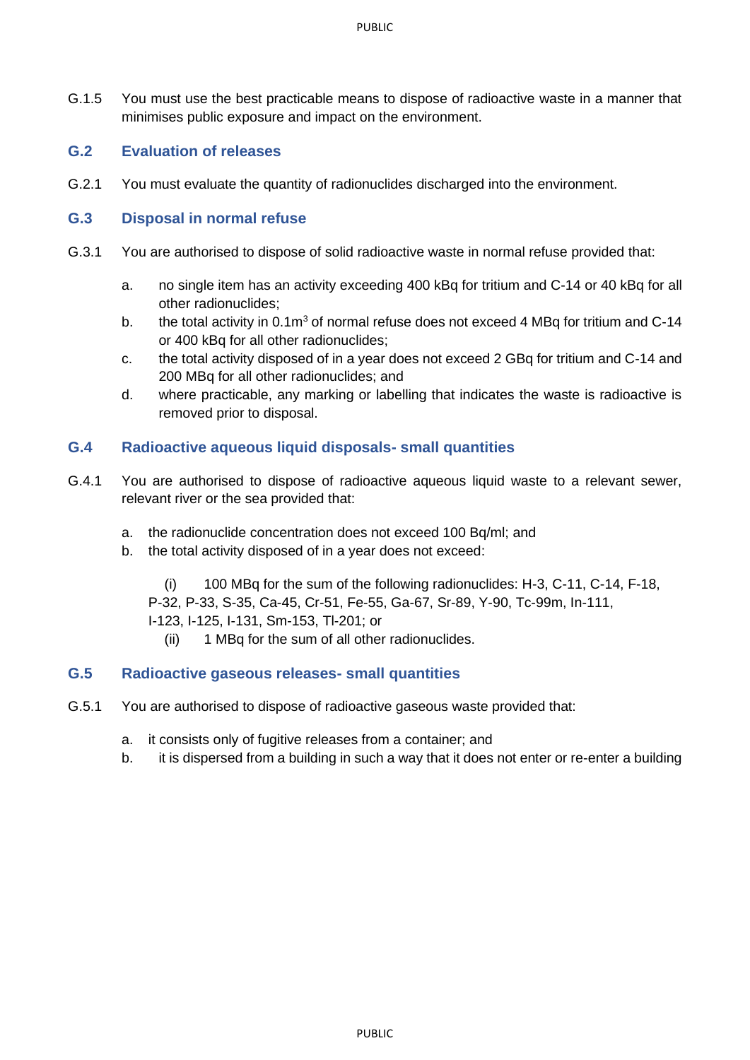G.1.5 You must use the best practicable means to dispose of radioactive waste in a manner that minimises public exposure and impact on the environment.

## G.2 Evaluation of releases

G.2.1 You must evaluate the quantity of radionuclides discharged into the environment.

## G.3 Disposal in normal refuse

G.3.1 You are authorised to dispose of solid radioactive waste in normal refuse provided that:

a. no single item has an activity exceeding 400 kBq for tritium and C-14 or 40 kBq for all other radionuclides;
b. the total activity in $0.1m^3$ of normal refuse does not exceed 4 MBq for tritium and C-14 or 400 kBq for all other radionuclides;
c. the total activity disposed of in a year does not exceed 2 GBq for tritium and C-14 and 200 MBq for all other radionuclides; and
d. where practicable, any marking or labelling that indicates the waste is radioactive is removed prior to disposal.

## G.4 Radioactive aqueous liquid disposals- small quantities

G.4.1 You are authorised to dispose of radioactive aqueous liquid waste to a relevant sewer, relevant river or the sea provided that:

a. the radionuclide concentration does not exceed 100 Bq/ml; and
b. the total activity disposed of in a year does not exceed:

(i) 100 MBq for the sum of the following radionuclides: H-3, C-11, C-14, F-18, P-32, P-33, S-35, Ca-45, Cr-51, Fe-55, Ga-67, Sr-89, Y-90, Tc-99m, In-111, I-123, I-125, I-131, Sm-153, Tl-201; or
(ii) 1 MBq for the sum of all other radionuclides.

## G.5 Radioactive gaseous releases- small quantities

G.5.1 You are authorised to dispose of radioactive gaseous waste provided that:

a. it consists only of fugitive releases from a container; and
b. it is dispersed from a building in such a way that it does not enter or re-enter a building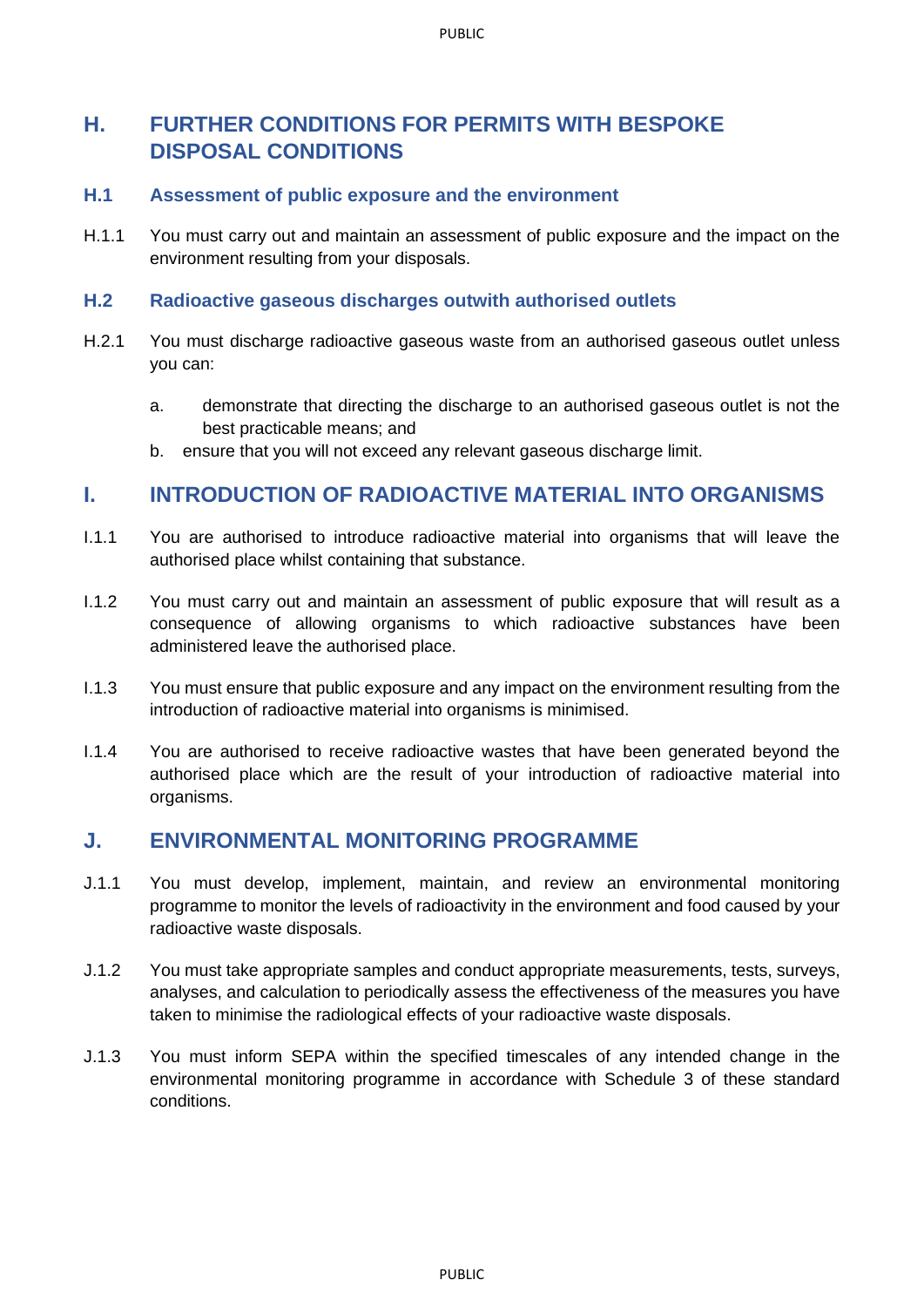## H. FURTHER CONDITIONS FOR PERMITS WITH BESPOKE DISPOSAL CONDITIONS

### H.1 Assessment of public exposure and the environment

H.1.1 You must carry out and maintain an assessment of public exposure and the impact on the environment resulting from your disposals.

### H.2 Radioactive gaseous discharges outwith authorised outlets

H.2.1 You must discharge radioactive gaseous waste from an authorised gaseous outlet unless you can:

a. demonstrate that directing the discharge to an authorised gaseous outlet is not the best practicable means; and
b. ensure that you will not exceed any relevant gaseous discharge limit.

## I. INTRODUCTION OF RADIOACTIVE MATERIAL INTO ORGANISMS

I.1.1 You are authorised to introduce radioactive material into organisms that will leave the authorised place whilst containing that substance.

I.1.2 You must carry out and maintain an assessment of public exposure that will result as a consequence of allowing organisms to which radioactive substances have been administered leave the authorised place.

I.1.3 You must ensure that public exposure and any impact on the environment resulting from the introduction of radioactive material into organisms is minimised.

I.1.4 You are authorised to receive radioactive wastes that have been generated beyond the authorised place which are the result of your introduction of radioactive material into organisms.

## J. ENVIRONMENTAL MONITORING PROGRAMME

J.1.1 You must develop, implement, maintain, and review an environmental monitoring programme to monitor the levels of radioactivity in the environment and food caused by your radioactive waste disposals.

J.1.2 You must take appropriate samples and conduct appropriate measurements, tests, surveys, analyses, and calculation to periodically assess the effectiveness of the measures you have taken to minimise the radiological effects of your radioactive waste disposals.

J.1.3 You must inform SEPA within the specified timescales of any intended change in the environmental monitoring programme in accordance with Schedule 3 of these standard conditions.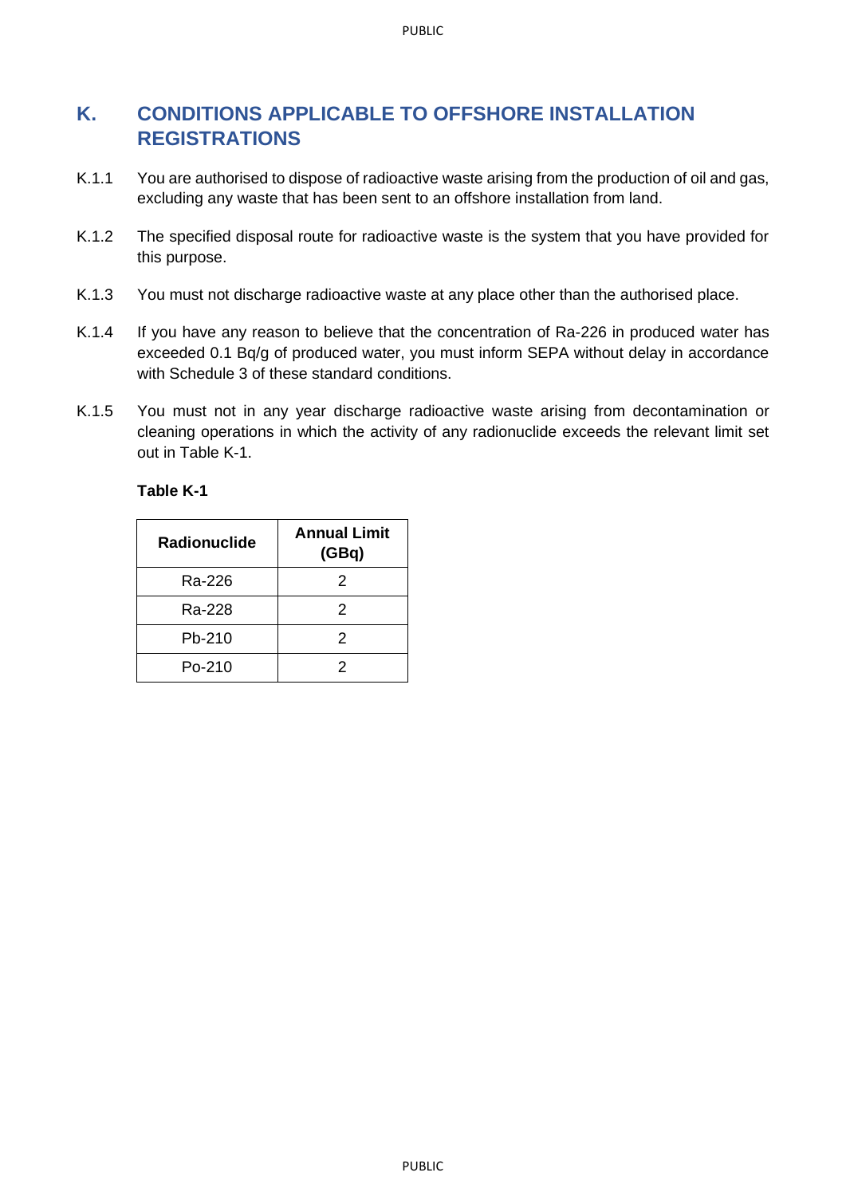## K. CONDITIONS APPLICABLE TO OFFSHORE INSTALLATION REGISTRATIONS

K.1.1 You are authorised to dispose of radioactive waste arising from the production of oil and gas, excluding any waste that has been sent to an offshore installation from land.

K.1.2 The specified disposal route for radioactive waste is the system that you have provided for this purpose.

K.1.3 You must not discharge radioactive waste at any place other than the authorised place.

K.1.4 If you have any reason to believe that the concentration of Ra-226 in produced water has exceeded 0.1 Bq/g of produced water, you must inform SEPA without delay in accordance with Schedule 3 of these standard conditions.

K.1.5 You must not in any year discharge radioactive waste arising from decontamination or cleaning operations in which the activity of any radionuclide exceeds the relevant limit set out in Table K-1.

**Table K-1**

| Radionuclide | Annual Limit (GBq) |
|---|---|
| Ra-226 | 2 |
| Ra-228 | 2 |
| Pb-210 | 2 |
| Po-210 | 2 |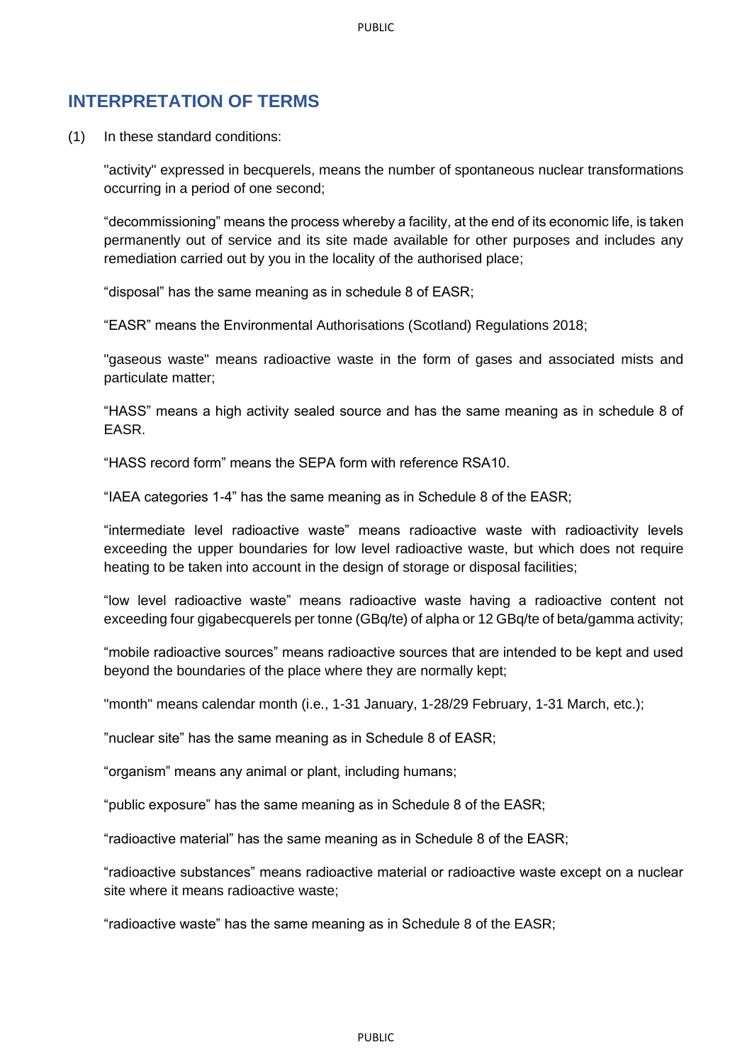## INTERPRETATION OF TERMS

(1) In these standard conditions:

"activity" expressed in becquerels, means the number of spontaneous nuclear transformations occurring in a period of one second;

"decommissioning" means the process whereby a facility, at the end of its economic life, is taken permanently out of service and its site made available for other purposes and includes any remediation carried out by you in the locality of the authorised place;

"disposal" has the same meaning as in schedule 8 of EASR;

"EASR" means the Environmental Authorisations (Scotland) Regulations 2018;

"gaseous waste" means radioactive waste in the form of gases and associated mists and particulate matter;

"HASS" means a high activity sealed source and has the same meaning as in schedule 8 of EASR.

"HASS record form" means the SEPA form with reference RSA10.

"IAEA categories 1-4" has the same meaning as in Schedule 8 of the EASR;

"intermediate level radioactive waste" means radioactive waste with radioactivity levels exceeding the upper boundaries for low level radioactive waste, but which does not require heating to be taken into account in the design of storage or disposal facilities;

"low level radioactive waste" means radioactive waste having a radioactive content not exceeding four gigabecquerels per tonne (GBq/te) of alpha or 12 GBq/te of beta/gamma activity;

"mobile radioactive sources" means radioactive sources that are intended to be kept and used beyond the boundaries of the place where they are normally kept;

"month" means calendar month (i.e., 1-31 January, 1-28/29 February, 1-31 March, etc.);

"nuclear site" has the same meaning as in Schedule 8 of EASR;

"organism" means any animal or plant, including humans;

"public exposure" has the same meaning as in Schedule 8 of the EASR;

"radioactive material" has the same meaning as in Schedule 8 of the EASR;

"radioactive substances" means radioactive material or radioactive waste except on a nuclear site where it means radioactive waste;

"radioactive waste" has the same meaning as in Schedule 8 of the EASR;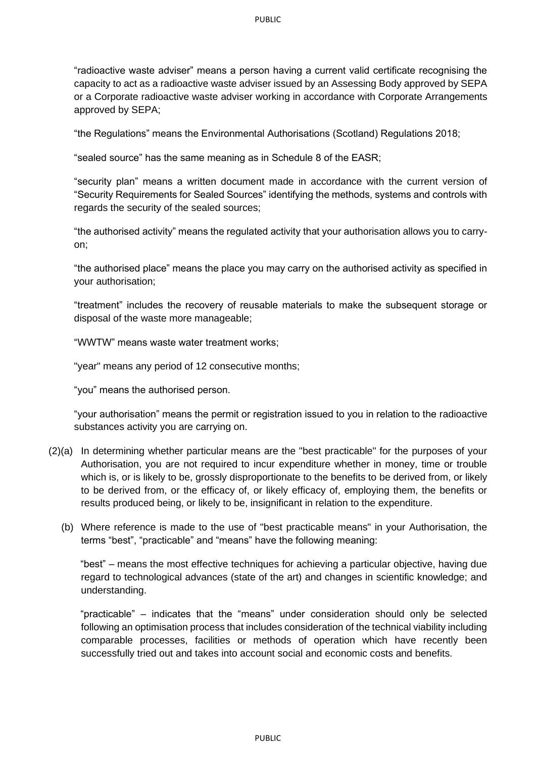"radioactive waste adviser" means a person having a current valid certificate recognising the capacity to act as a radioactive waste adviser issued by an Assessing Body approved by SEPA or a Corporate radioactive waste adviser working in accordance with Corporate Arrangements approved by SEPA;

"the Regulations" means the Environmental Authorisations (Scotland) Regulations 2018;

"sealed source" has the same meaning as in Schedule 8 of the EASR;

"security plan" means a written document made in accordance with the current version of "Security Requirements for Sealed Sources" identifying the methods, systems and controls with regards the security of the sealed sources;

"the authorised activity" means the regulated activity that your authorisation allows you to carry-on;

"the authorised place" means the place you may carry on the authorised activity as specified in your authorisation;

"treatment" includes the recovery of reusable materials to make the subsequent storage or disposal of the waste more manageable;

"WWTW" means waste water treatment works;

''year'' means any period of 12 consecutive months;

"you" means the authorised person.

"your authorisation" means the permit or registration issued to you in relation to the radioactive substances activity you are carrying on.

(2)(a) In determining whether particular means are the ''best practicable'' for the purposes of your Authorisation, you are not required to incur expenditure whether in money, time or trouble which is, or is likely to be, grossly disproportionate to the benefits to be derived from, or likely to be derived from, or the efficacy of, or likely efficacy of, employing them, the benefits or results produced being, or likely to be, insignificant in relation to the expenditure.

(b) Where reference is made to the use of ''best practicable means'' in your Authorisation, the terms "best", "practicable" and "means" have the following meaning:

"best" – means the most effective techniques for achieving a particular objective, having due regard to technological advances (state of the art) and changes in scientific knowledge; and understanding.

"practicable" – indicates that the "means" under consideration should only be selected following an optimisation process that includes consideration of the technical viability including comparable processes, facilities or methods of operation which have recently been successfully tried out and takes into account social and economic costs and benefits.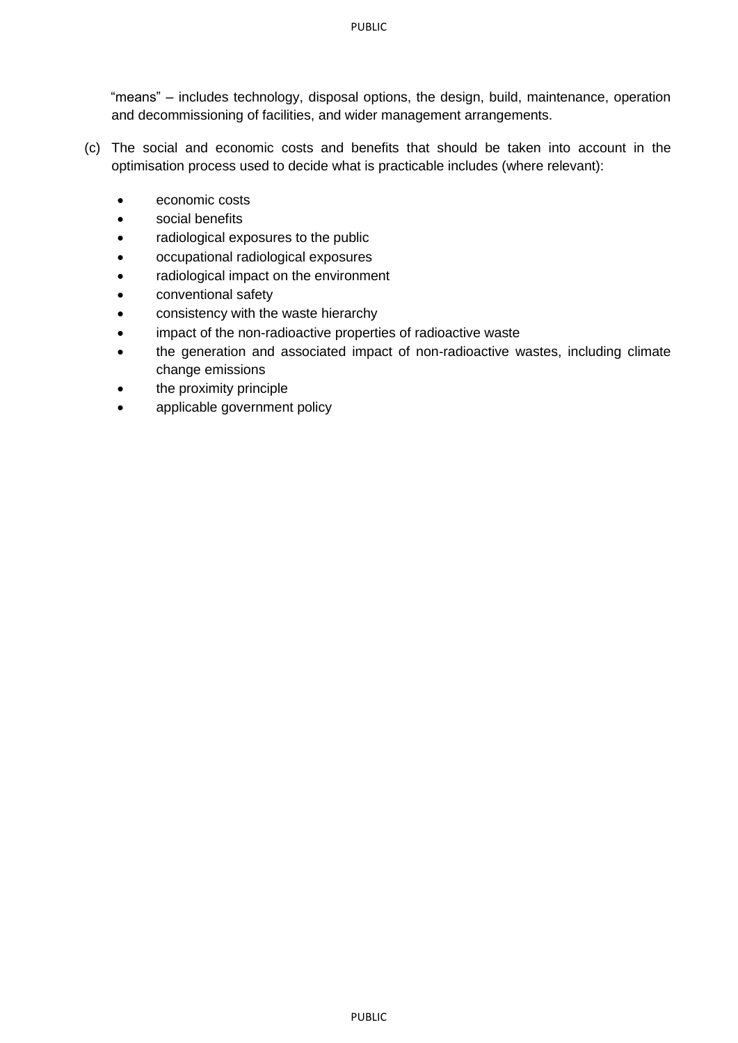"means" – includes technology, disposal options, the design, build, maintenance, operation and decommissioning of facilities, and wider management arrangements.

(c) The social and economic costs and benefits that should be taken into account in the optimisation process used to decide what is practicable includes (where relevant):

- economic costs
- social benefits
- radiological exposures to the public
- occupational radiological exposures
- radiological impact on the environment
- conventional safety
- consistency with the waste hierarchy
- impact of the non-radioactive properties of radioactive waste
- the generation and associated impact of non-radioactive wastes, including climate change emissions
- the proximity principle
- applicable government policy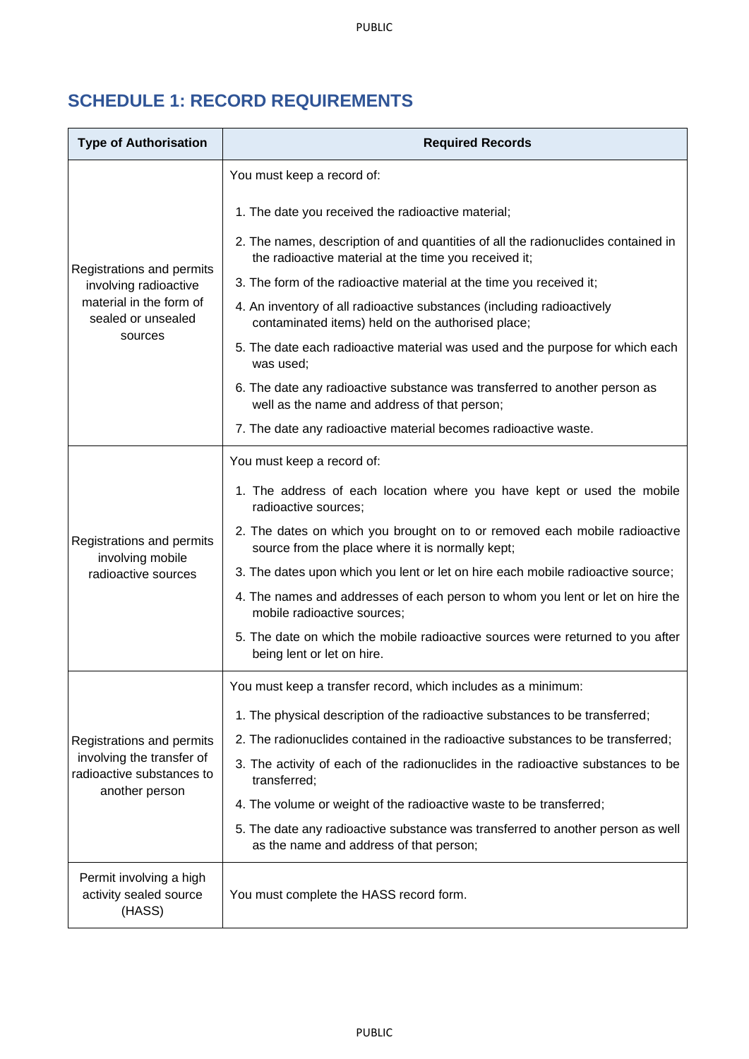## SCHEDULE 1: RECORD REQUIREMENTS

| Type of Authorisation | Required Records |
|---|---|
| Registrations and permits involving radioactive material in the form of sealed or unsealed sources | You must keep a record of:<br><br>1. The date you received the radioactive material;<br>2. The names, description of and quantities of all the radionuclides contained in the radioactive material at the time you received it;<br>3. The form of the radioactive material at the time you received it;<br>4. An inventory of all radioactive substances (including radioactively contaminated items) held on the authorised place;<br>5. The date each radioactive material was used and the purpose for which each was used;<br>6. The date any radioactive substance was transferred to another person as well as the name and address of that person;<br>7. The date any radioactive material becomes radioactive waste. |
| Registrations and permits involving mobile radioactive sources | You must keep a record of:<br><br>1. The address of each location where you have kept or used the mobile radioactive sources;<br>2. The dates on which you brought on to or removed each mobile radioactive source from the place where it is normally kept;<br>3. The dates upon which you lent or let on hire each mobile radioactive source;<br>4. The names and addresses of each person to whom you lent or let on hire the mobile radioactive sources;<br>5. The date on which the mobile radioactive sources were returned to you after being lent or let on hire. |
| Registrations and permits involving the transfer of radioactive substances to another person | You must keep a transfer record, which includes as a minimum:<br><br>1. The physical description of the radioactive substances to be transferred;<br>2. The radionuclides contained in the radioactive substances to be transferred;<br>3. The activity of each of the radionuclides in the radioactive substances to be transferred;<br>4. The volume or weight of the radioactive waste to be transferred;<br>5. The date any radioactive substance was transferred to another person as well as the name and address of that person; |
| Permit involving a high activity sealed source (HASS) | You must complete the HASS record form. |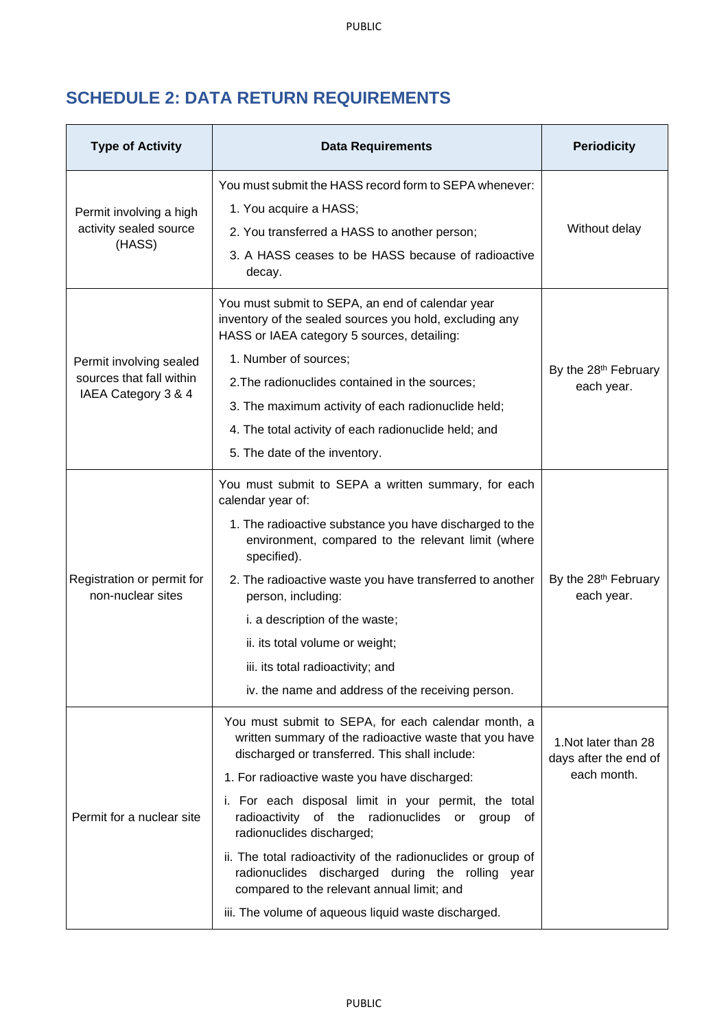## SCHEDULE 2: DATA RETURN REQUIREMENTS

| Type of Activity | Data Requirements | Periodicity |
|---|---|---|
| Permit involving a high activity sealed source (HASS) | You must submit the HASS record form to SEPA whenever:<br>1. You acquire a HASS;<br>2. You transferred a HASS to another person;<br>3. A HASS ceases to be HASS because of radioactive decay. | Without delay |
| Permit involving sealed sources that fall within IAEA Category 3 & 4 | You must submit to SEPA, an end of calendar year inventory of the sealed sources you hold, excluding any HASS or IAEA category 5 sources, detailing:<br>1. Number of sources;<br>2.The radionuclides contained in the sources;<br>3. The maximum activity of each radionuclide held;<br>4. The total activity of each radionuclide held; and<br>5. The date of the inventory. | By the 28th February each year. |
| Registration or permit for non-nuclear sites | You must submit to SEPA a written summary, for each calendar year of:<br>1. The radioactive substance you have discharged to the environment, compared to the relevant limit (where specified).<br>2. The radioactive waste you have transferred to another person, including:<br>i. a description of the waste;<br>ii. its total volume or weight;<br>iii. its total radioactivity; and<br>iv. the name and address of the receiving person. | By the 28th February each year. |
| Permit for a nuclear site | You must submit to SEPA, for each calendar month, a written summary of the radioactive waste that you have discharged or transferred. This shall include:<br>1. For radioactive waste you have discharged:<br>i. For each disposal limit in your permit, the total radioactivity of the radionuclides or group of radionuclides discharged;<br>ii. The total radioactivity of the radionuclides or group of radionuclides discharged during the rolling year compared to the relevant annual limit; and<br>iii. The volume of aqueous liquid waste discharged. | 1.Not later than 28 days after the end of each month. |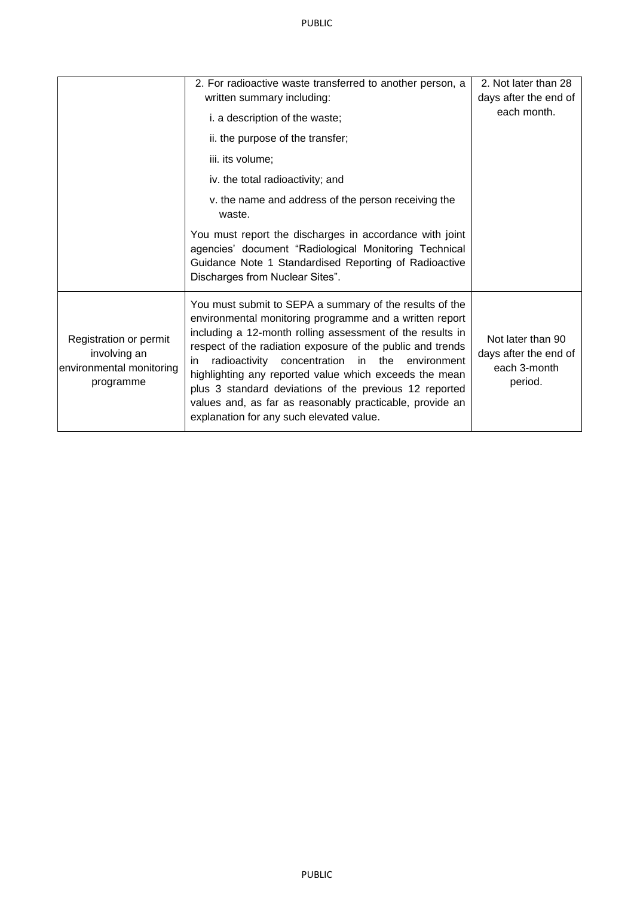| | | |
|---|---|---|
| | 2. For radioactive waste transferred to another person, a written summary including:<br>i. a description of the waste;<br>ii. the purpose of the transfer;<br>iii. its volume;<br>iv. the total radioactivity; and<br>v. the name and address of the person receiving the waste.<br><br>You must report the discharges in accordance with joint agencies' document "Radiological Monitoring Technical Guidance Note 1 Standardised Reporting of Radioactive Discharges from Nuclear Sites". | 2. Not later than 28 days after the end of each month. |
| Registration or permit involving an environmental monitoring programme | You must submit to SEPA a summary of the results of the environmental monitoring programme and a written report including a 12-month rolling assessment of the results in respect of the radiation exposure of the public and trends in radioactivity concentration in the environment highlighting any reported value which exceeds the mean plus 3 standard deviations of the previous 12 reported values and, as far as reasonably practicable, provide an explanation for any such elevated value. | Not later than 90 days after the end of each 3-month period. |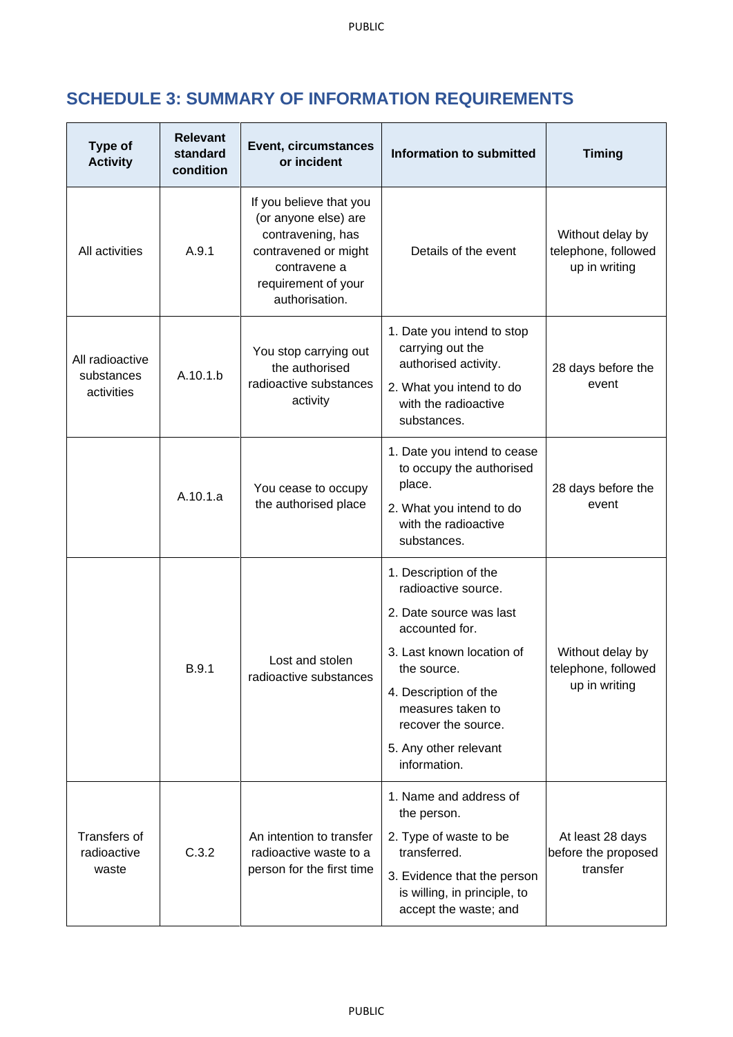## SCHEDULE 3: SUMMARY OF INFORMATION REQUIREMENTS

| Type of Activity | Relevant standard condition | Event, circumstances or incident | Information to submitted | Timing |
|---|---|---|---|---|
| All activities | A.9.1 | If you believe that you (or anyone else) are contravening, has contravened or might contravene a requirement of your authorisation. | Details of the event | Without delay by telephone, followed up in writing |
| All radioactive substances activities | A.10.1.b | You stop carrying out the authorised radioactive substances activity | 1. Date you intend to stop carrying out the authorised activity.<br>2. What you intend to do with the radioactive substances. | 28 days before the event |
| | A.10.1.a | You cease to occupy the authorised place | 1. Date you intend to cease to occupy the authorised place.<br>2. What you intend to do with the radioactive substances. | 28 days before the event |
| | B.9.1 | Lost and stolen radioactive substances | 1. Description of the radioactive source.<br>2. Date source was last accounted for.<br>3. Last known location of the source.<br>4. Description of the measures taken to recover the source.<br>5. Any other relevant information. | Without delay by telephone, followed up in writing |
| Transfers of radioactive waste | C.3.2 | An intention to transfer radioactive waste to a person for the first time | 1. Name and address of the person.<br>2. Type of waste to be transferred.<br>3. Evidence that the person is willing, in principle, to accept the waste; and | At least 28 days before the proposed transfer |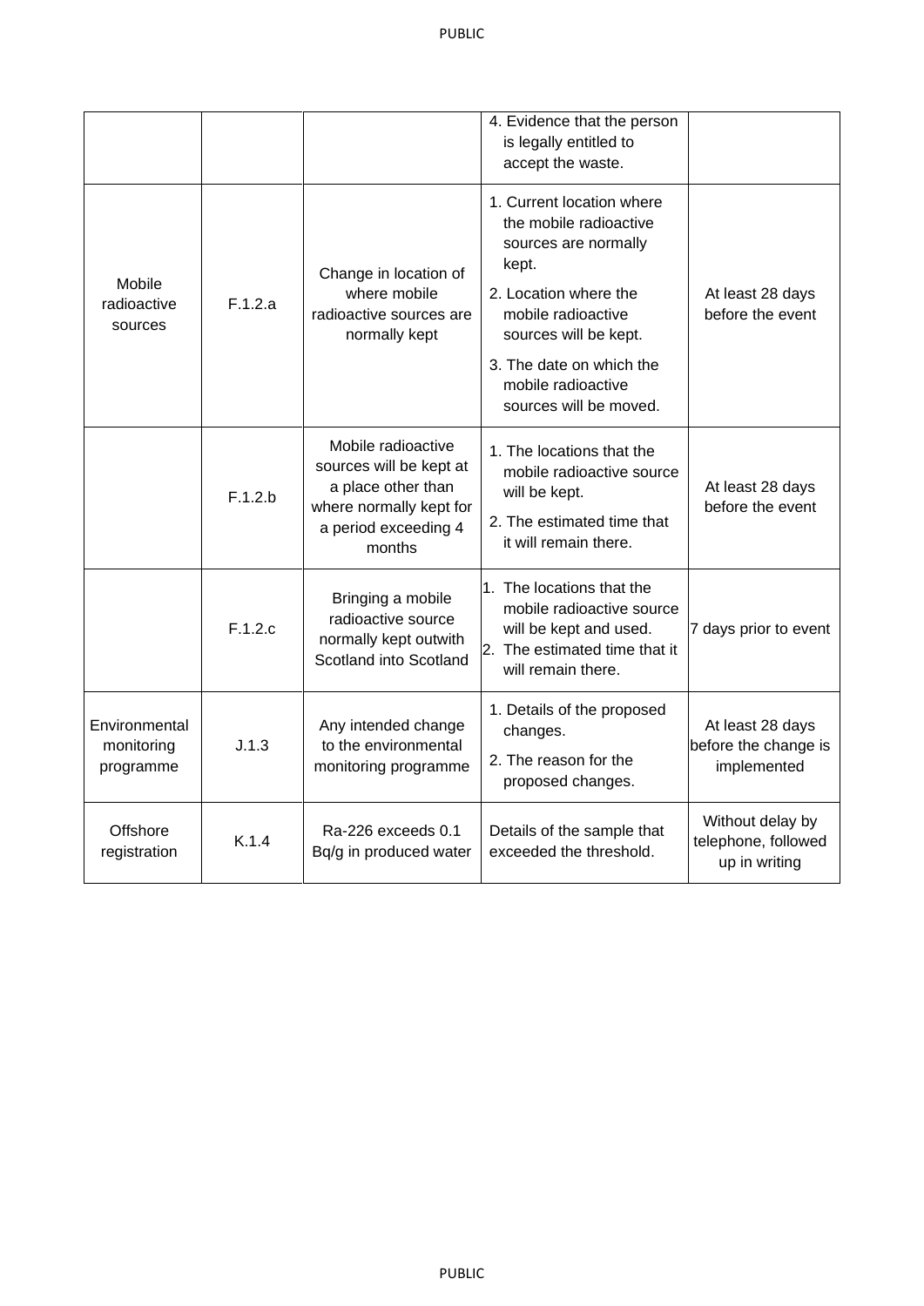| | | | | |
|---|---|---|---|---|
| | | | 4. Evidence that the person is legally entitled to accept the waste. | |
| Mobile radioactive sources | F.1.2.a | Change in location of where mobile radioactive sources are normally kept | 1. Current location where the mobile radioactive sources are normally kept.<br>2. Location where the mobile radioactive sources will be kept.<br>3. The date on which the mobile radioactive sources will be moved. | At least 28 days before the event |
| | F.1.2.b | Mobile radioactive sources will be kept at a place other than where normally kept for a period exceeding 4 months | 1. The locations that the mobile radioactive source will be kept.<br>2. The estimated time that it will remain there. | At least 28 days before the event |
| | F.1.2.c | Bringing a mobile radioactive source normally kept outwith Scotland into Scotland | 1. The locations that the mobile radioactive source will be kept and used.<br>2. The estimated time that it will remain there. | 7 days prior to event |
| Environmental monitoring programme | J.1.3 | Any intended change to the environmental monitoring programme | 1. Details of the proposed changes.<br>2. The reason for the proposed changes. | At least 28 days before the change is implemented |
| Offshore registration | K.1.4 | Ra-226 exceeds 0.1 Bq/g in produced water | Details of the sample that exceeded the threshold. | Without delay by telephone, followed up in writing |